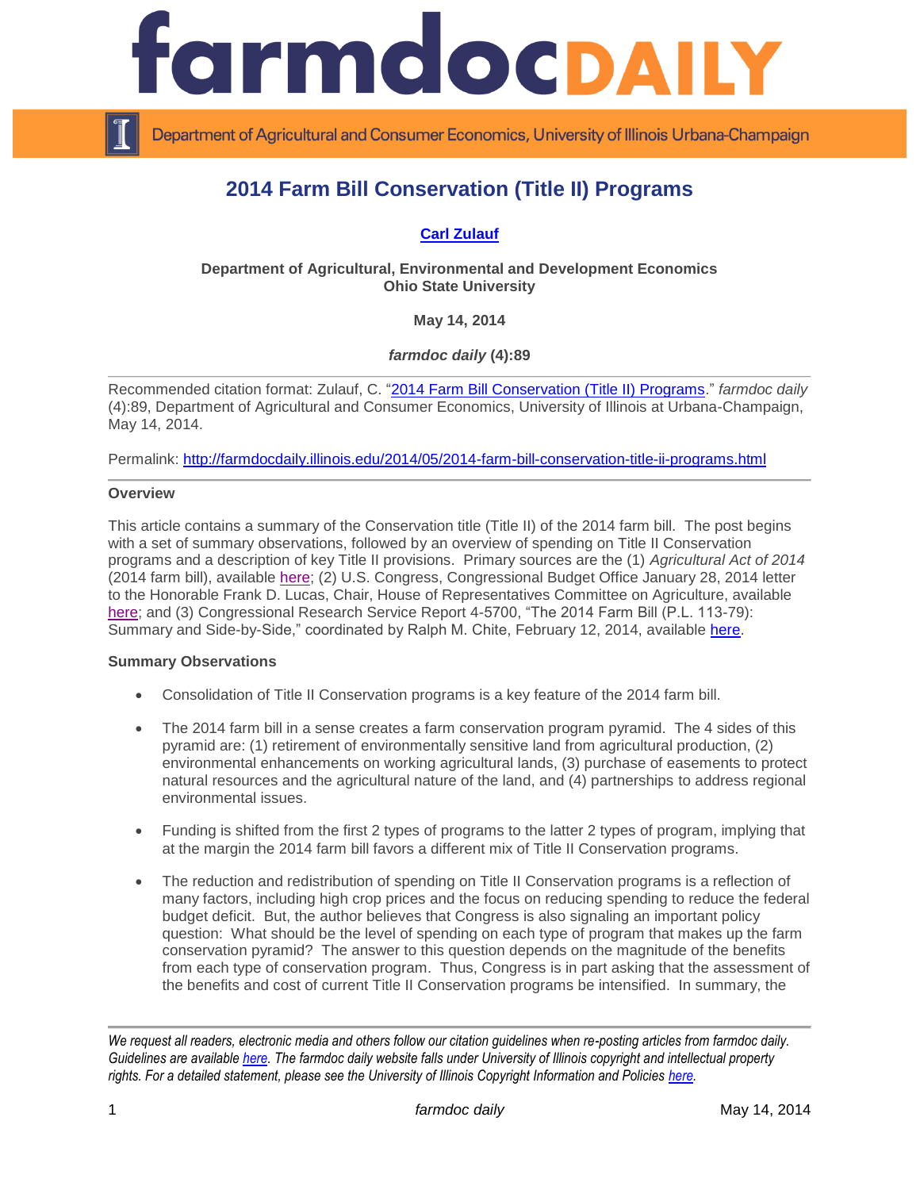# 2014 Farm Bill Conservation (Title II) Programs

**Carl Zulauf**

**Department of Agricultural, Environmental and Development Economics**
**Ohio State University**

**May 14, 2014**

***farmdoc daily* (4):89**

Recommended citation format: Zulauf, C. "2014 Farm Bill Conservation (Title II) Programs." *farmdoc daily* (4):89, Department of Agricultural and Consumer Economics, University of Illinois at Urbana-Champaign, May 14, 2014.

Permalink: http://farmdocdaily.illinois.edu/2014/05/2014-farm-bill-conservation-title-ii-programs.html

**Overview**

This article contains a summary of the Conservation title (Title II) of the 2014 farm bill. The post begins with a set of summary observations, followed by an overview of spending on Title II Conservation programs and a description of key Title II provisions. Primary sources are the (1) *Agricultural Act of 2014* (2014 farm bill), available here; (2) U.S. Congress, Congressional Budget Office January 28, 2014 letter to the Honorable Frank D. Lucas, Chair, House of Representatives Committee on Agriculture, available here; and (3) Congressional Research Service Report 4-5700, "The 2014 Farm Bill (P.L. 113-79): Summary and Side-by-Side," coordinated by Ralph M. Chite, February 12, 2014, available here.

**Summary Observations**

- Consolidation of Title II Conservation programs is a key feature of the 2014 farm bill.
- The 2014 farm bill in a sense creates a farm conservation program pyramid. The 4 sides of this pyramid are: (1) retirement of environmentally sensitive land from agricultural production, (2) environmental enhancements on working agricultural lands, (3) purchase of easements to protect natural resources and the agricultural nature of the land, and (4) partnerships to address regional environmental issues.
- Funding is shifted from the first 2 types of programs to the latter 2 types of program, implying that at the margin the 2014 farm bill favors a different mix of Title II Conservation programs.
- The reduction and redistribution of spending on Title II Conservation programs is a reflection of many factors, including high crop prices and the focus on reducing spending to reduce the federal budget deficit. But, the author believes that Congress is also signaling an important policy question: What should be the level of spending on each type of program that makes up the farm conservation pyramid? The answer to this question depends on the magnitude of the benefits from each type of conservation program. Thus, Congress is in part asking that the assessment of the benefits and cost of current Title II Conservation programs be intensified. In summary, the

*We request all readers, electronic media and others follow our citation guidelines when re-posting articles from farmdoc daily. Guidelines are available here. The farmdoc daily website falls under University of Illinois copyright and intellectual property rights. For a detailed statement, please see the University of Illinois Copyright Information and Policies here.*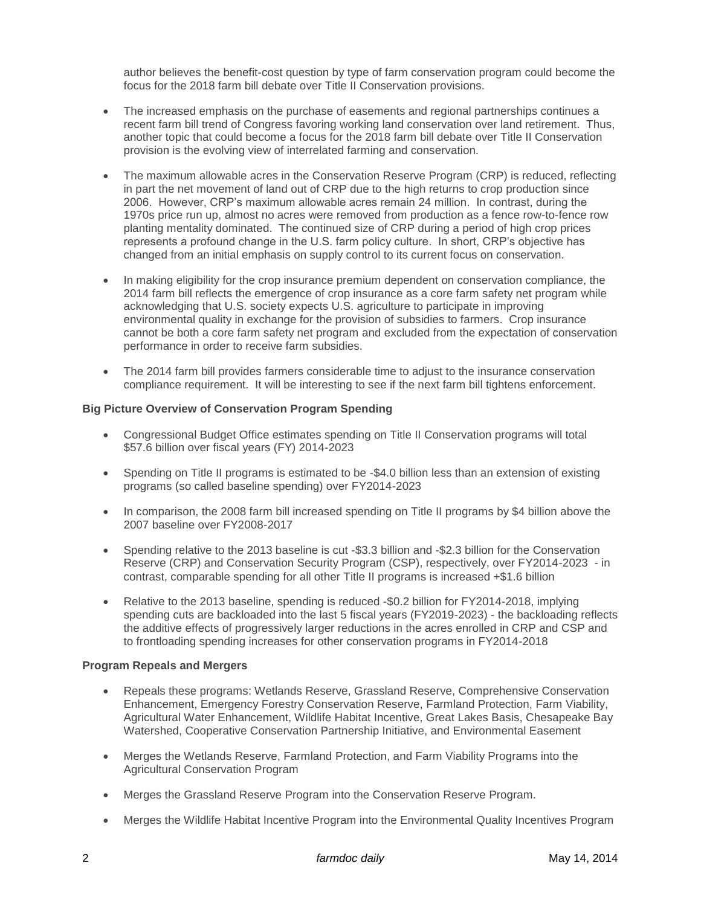author believes the benefit-cost question by type of farm conservation program could become the focus for the 2018 farm bill debate over Title II Conservation provisions.

- The increased emphasis on the purchase of easements and regional partnerships continues a recent farm bill trend of Congress favoring working land conservation over land retirement. Thus, another topic that could become a focus for the 2018 farm bill debate over Title II Conservation provision is the evolving view of interrelated farming and conservation.

- The maximum allowable acres in the Conservation Reserve Program (CRP) is reduced, reflecting in part the net movement of land out of CRP due to the high returns to crop production since 2006. However, CRP's maximum allowable acres remain 24 million. In contrast, during the 1970s price run up, almost no acres were removed from production as a fence row-to-fence row planting mentality dominated. The continued size of CRP during a period of high crop prices represents a profound change in the U.S. farm policy culture. In short, CRP's objective has changed from an initial emphasis on supply control to its current focus on conservation.

- In making eligibility for the crop insurance premium dependent on conservation compliance, the 2014 farm bill reflects the emergence of crop insurance as a core farm safety net program while acknowledging that U.S. society expects U.S. agriculture to participate in improving environmental quality in exchange for the provision of subsidies to farmers. Crop insurance cannot be both a core farm safety net program and excluded from the expectation of conservation performance in order to receive farm subsidies.

- The 2014 farm bill provides farmers considerable time to adjust to the insurance conservation compliance requirement. It will be interesting to see if the next farm bill tightens enforcement.

**Big Picture Overview of Conservation Program Spending**

- Congressional Budget Office estimates spending on Title II Conservation programs will total \$57.6 billion over fiscal years (FY) 2014-2023

- Spending on Title II programs is estimated to be -\$4.0 billion less than an extension of existing programs (so called baseline spending) over FY2014-2023

- In comparison, the 2008 farm bill increased spending on Title II programs by \$4 billion above the 2007 baseline over FY2008-2017

- Spending relative to the 2013 baseline is cut -\$3.3 billion and -\$2.3 billion for the Conservation Reserve (CRP) and Conservation Security Program (CSP), respectively, over FY2014-2023 - in contrast, comparable spending for all other Title II programs is increased +\$1.6 billion

- Relative to the 2013 baseline, spending is reduced -\$0.2 billion for FY2014-2018, implying spending cuts are backloaded into the last 5 fiscal years (FY2019-2023) - the backloading reflects the additive effects of progressively larger reductions in the acres enrolled in CRP and CSP and to frontloading spending increases for other conservation programs in FY2014-2018

**Program Repeals and Mergers**

- Repeals these programs: Wetlands Reserve, Grassland Reserve, Comprehensive Conservation Enhancement, Emergency Forestry Conservation Reserve, Farmland Protection, Farm Viability, Agricultural Water Enhancement, Wildlife Habitat Incentive, Great Lakes Basis, Chesapeake Bay Watershed, Cooperative Conservation Partnership Initiative, and Environmental Easement

- Merges the Wetlands Reserve, Farmland Protection, and Farm Viability Programs into the Agricultural Conservation Program

- Merges the Grassland Reserve Program into the Conservation Reserve Program.

- Merges the Wildlife Habitat Incentive Program into the Environmental Quality Incentives Program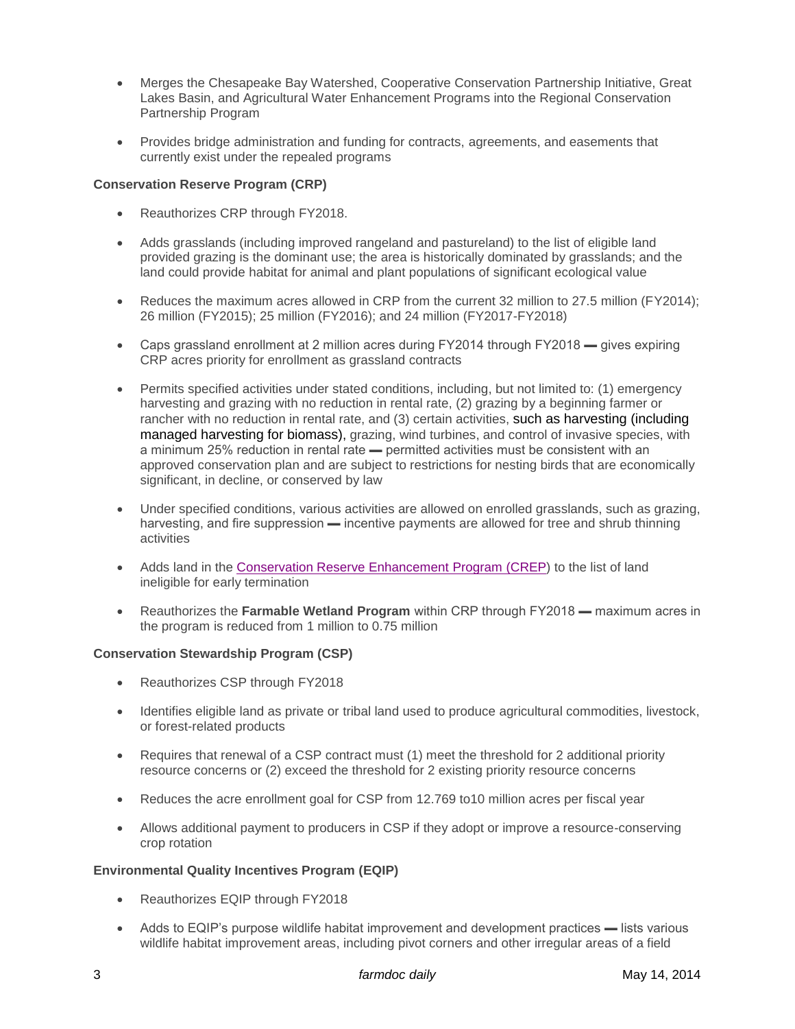- Merges the Chesapeake Bay Watershed, Cooperative Conservation Partnership Initiative, Great Lakes Basin, and Agricultural Water Enhancement Programs into the Regional Conservation Partnership Program

- Provides bridge administration and funding for contracts, agreements, and easements that currently exist under the repealed programs

**Conservation Reserve Program (CRP)**

- Reauthorizes CRP through FY2018.

- Adds grasslands (including improved rangeland and pastureland) to the list of eligible land provided grazing is the dominant use; the area is historically dominated by grasslands; and the land could provide habitat for animal and plant populations of significant ecological value

- Reduces the maximum acres allowed in CRP from the current 32 million to 27.5 million (FY2014); 26 million (FY2015); 25 million (FY2016); and 24 million (FY2017-FY2018)

- Caps grassland enrollment at 2 million acres during FY2014 through FY2018 ▬ gives expiring CRP acres priority for enrollment as grassland contracts

- Permits specified activities under stated conditions, including, but not limited to: (1) emergency harvesting and grazing with no reduction in rental rate, (2) grazing by a beginning farmer or rancher with no reduction in rental rate, and (3) certain activities, such as harvesting (including managed harvesting for biomass), grazing, wind turbines, and control of invasive species, with a minimum 25% reduction in rental rate ▬ permitted activities must be consistent with an approved conservation plan and are subject to restrictions for nesting birds that are economically significant, in decline, or conserved by law

- Under specified conditions, various activities are allowed on enrolled grasslands, such as grazing, harvesting, and fire suppression ▬ incentive payments are allowed for tree and shrub thinning activities

- Adds land in the [Conservation Reserve Enhancement Program (CREP)]() to the list of land ineligible for early termination

- Reauthorizes the **Farmable Wetland Program** within CRP through FY2018 ▬ maximum acres in the program is reduced from 1 million to 0.75 million

**Conservation Stewardship Program (CSP)**

- Reauthorizes CSP through FY2018

- Identifies eligible land as private or tribal land used to produce agricultural commodities, livestock, or forest-related products

- Requires that renewal of a CSP contract must (1) meet the threshold for 2 additional priority resource concerns or (2) exceed the threshold for 2 existing priority resource concerns

- Reduces the acre enrollment goal for CSP from 12.769 to10 million acres per fiscal year

- Allows additional payment to producers in CSP if they adopt or improve a resource-conserving crop rotation

**Environmental Quality Incentives Program (EQIP)**

- Reauthorizes EQIP through FY2018

- Adds to EQIP's purpose wildlife habitat improvement and development practices ▬ lists various wildlife habitat improvement areas, including pivot corners and other irregular areas of a field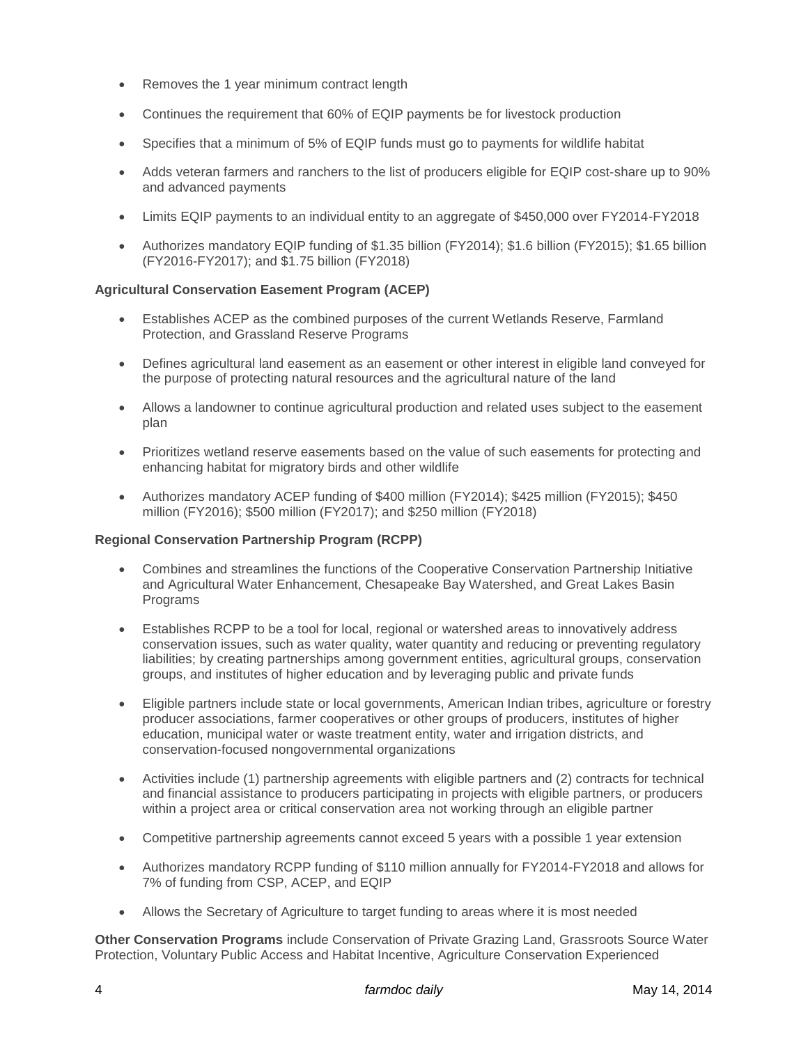- Removes the 1 year minimum contract length
- Continues the requirement that 60% of EQIP payments be for livestock production
- Specifies that a minimum of 5% of EQIP funds must go to payments for wildlife habitat
- Adds veteran farmers and ranchers to the list of producers eligible for EQIP cost-share up to 90% and advanced payments
- Limits EQIP payments to an individual entity to an aggregate of $450,000 over FY2014-FY2018
- Authorizes mandatory EQIP funding of $1.35 billion (FY2014); $1.6 billion (FY2015); $1.65 billion (FY2016-FY2017); and $1.75 billion (FY2018)

**Agricultural Conservation Easement Program (ACEP)**

- Establishes ACEP as the combined purposes of the current Wetlands Reserve, Farmland Protection, and Grassland Reserve Programs
- Defines agricultural land easement as an easement or other interest in eligible land conveyed for the purpose of protecting natural resources and the agricultural nature of the land
- Allows a landowner to continue agricultural production and related uses subject to the easement plan
- Prioritizes wetland reserve easements based on the value of such easements for protecting and enhancing habitat for migratory birds and other wildlife
- Authorizes mandatory ACEP funding of $400 million (FY2014); $425 million (FY2015); $450 million (FY2016); $500 million (FY2017); and $250 million (FY2018)

**Regional Conservation Partnership Program (RCPP)**

- Combines and streamlines the functions of the Cooperative Conservation Partnership Initiative and Agricultural Water Enhancement, Chesapeake Bay Watershed, and Great Lakes Basin Programs
- Establishes RCPP to be a tool for local, regional or watershed areas to innovatively address conservation issues, such as water quality, water quantity and reducing or preventing regulatory liabilities; by creating partnerships among government entities, agricultural groups, conservation groups, and institutes of higher education and by leveraging public and private funds
- Eligible partners include state or local governments, American Indian tribes, agriculture or forestry producer associations, farmer cooperatives or other groups of producers, institutes of higher education, municipal water or waste treatment entity, water and irrigation districts, and conservation-focused nongovernmental organizations
- Activities include (1) partnership agreements with eligible partners and (2) contracts for technical and financial assistance to producers participating in projects with eligible partners, or producers within a project area or critical conservation area not working through an eligible partner
- Competitive partnership agreements cannot exceed 5 years with a possible 1 year extension
- Authorizes mandatory RCPP funding of $110 million annually for FY2014-FY2018 and allows for 7% of funding from CSP, ACEP, and EQIP
- Allows the Secretary of Agriculture to target funding to areas where it is most needed

**Other Conservation Programs** include Conservation of Private Grazing Land, Grassroots Source Water Protection, Voluntary Public Access and Habitat Incentive, Agriculture Conservation Experienced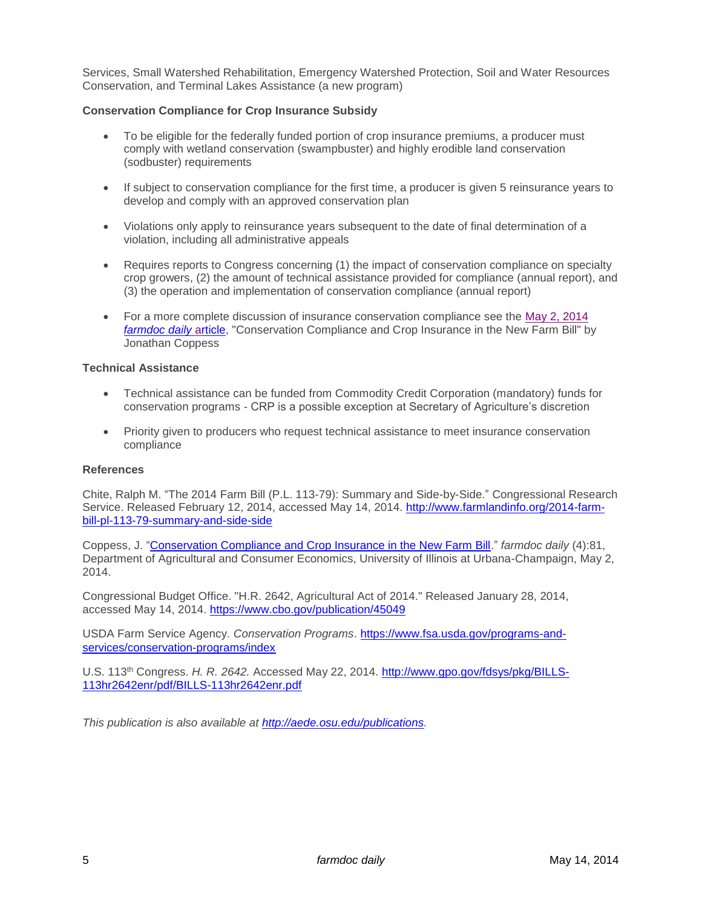Services, Small Watershed Rehabilitation, Emergency Watershed Protection, Soil and Water Resources Conservation, and Terminal Lakes Assistance (a new program)

**Conservation Compliance for Crop Insurance Subsidy**

- To be eligible for the federally funded portion of crop insurance premiums, a producer must comply with wetland conservation (swampbuster) and highly erodible land conservation (sodbuster) requirements
- If subject to conservation compliance for the first time, a producer is given 5 reinsurance years to develop and comply with an approved conservation plan
- Violations only apply to reinsurance years subsequent to the date of final determination of a violation, including all administrative appeals
- Requires reports to Congress concerning (1) the impact of conservation compliance on specialty crop growers, (2) the amount of technical assistance provided for compliance (annual report), and (3) the operation and implementation of conservation compliance (annual report)
- For a more complete discussion of insurance conservation compliance see the May 2, 2014 *farmdoc daily* article, "Conservation Compliance and Crop Insurance in the New Farm Bill" by Jonathan Coppess

**Technical Assistance**

- Technical assistance can be funded from Commodity Credit Corporation (mandatory) funds for conservation programs - CRP is a possible exception at Secretary of Agriculture's discretion
- Priority given to producers who request technical assistance to meet insurance conservation compliance

**References**

Chite, Ralph M. "The 2014 Farm Bill (P.L. 113-79): Summary and Side-by-Side." Congressional Research Service. Released February 12, 2014, accessed May 14, 2014. http://www.farmlandinfo.org/2014-farm-bill-pl-113-79-summary-and-side-side

Coppess, J. "Conservation Compliance and Crop Insurance in the New Farm Bill." *farmdoc daily* (4):81, Department of Agricultural and Consumer Economics, University of Illinois at Urbana-Champaign, May 2, 2014.

Congressional Budget Office. "H.R. 2642, Agricultural Act of 2014." Released January 28, 2014, accessed May 14, 2014. https://www.cbo.gov/publication/45049

USDA Farm Service Agency. *Conservation Programs*. https://www.fsa.usda.gov/programs-and-services/conservation-programs/index

U.S. 113th Congress. *H. R. 2642.* Accessed May 22, 2014. http://www.gpo.gov/fdsys/pkg/BILLS-113hr2642enr/pdf/BILLS-113hr2642enr.pdf

*This publication is also available at http://aede.osu.edu/publications.*